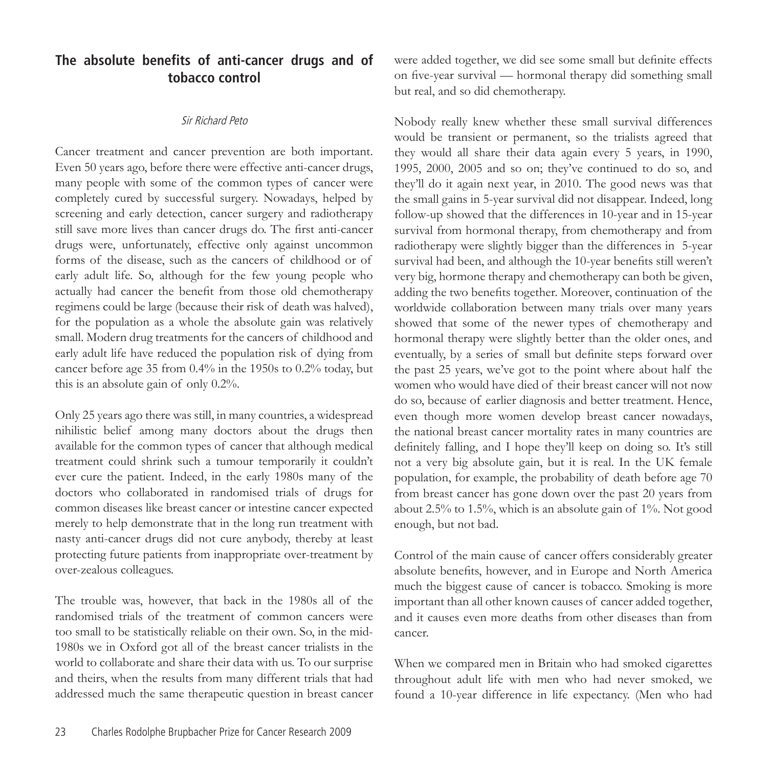## The absolute benefits of anti-cancer drugs and of tobacco control

*Sir Richard Peto*

Cancer treatment and cancer prevention are both important. Even 50 years ago, before there were effective anti-cancer drugs, many people with some of the common types of cancer were completely cured by successful surgery. Nowadays, helped by screening and early detection, cancer surgery and radiotherapy still save more lives than cancer drugs do. The first anti-cancer drugs were, unfortunately, effective only against uncommon forms of the disease, such as the cancers of childhood or of early adult life. So, although for the few young people who actually had cancer the benefit from those old chemotherapy regimens could be large (because their risk of death was halved), for the population as a whole the absolute gain was relatively small. Modern drug treatments for the cancers of childhood and early adult life have reduced the population risk of dying from cancer before age 35 from 0.4% in the 1950s to 0.2% today, but this is an absolute gain of only 0.2%.

Only 25 years ago there was still, in many countries, a widespread nihilistic belief among many doctors about the drugs then available for the common types of cancer that although medical treatment could shrink such a tumour temporarily it couldn't ever cure the patient. Indeed, in the early 1980s many of the doctors who collaborated in randomised trials of drugs for common diseases like breast cancer or intestine cancer expected merely to help demonstrate that in the long run treatment with nasty anti-cancer drugs did not cure anybody, thereby at least protecting future patients from inappropriate over-treatment by over-zealous colleagues.

The trouble was, however, that back in the 1980s all of the randomised trials of the treatment of common cancers were too small to be statistically reliable on their own. So, in the mid-1980s we in Oxford got all of the breast cancer trialists in the world to collaborate and share their data with us. To our surprise and theirs, when the results from many different trials that had addressed much the same therapeutic question in breast cancer were added together, we did see some small but definite effects on five-year survival — hormonal therapy did something small but real, and so did chemotherapy.

Nobody really knew whether these small survival differences would be transient or permanent, so the trialists agreed that they would all share their data again every 5 years, in 1990, 1995, 2000, 2005 and so on; they've continued to do so, and they'll do it again next year, in 2010. The good news was that the small gains in 5-year survival did not disappear. Indeed, long follow-up showed that the differences in 10-year and in 15-year survival from hormonal therapy, from chemotherapy and from radiotherapy were slightly bigger than the differences in 5-year survival had been, and although the 10-year benefits still weren't very big, hormone therapy and chemotherapy can both be given, adding the two benefits together. Moreover, continuation of the worldwide collaboration between many trials over many years showed that some of the newer types of chemotherapy and hormonal therapy were slightly better than the older ones, and eventually, by a series of small but definite steps forward over the past 25 years, we've got to the point where about half the women who would have died of their breast cancer will not now do so, because of earlier diagnosis and better treatment. Hence, even though more women develop breast cancer nowadays, the national breast cancer mortality rates in many countries are definitely falling, and I hope they'll keep on doing so. It's still not a very big absolute gain, but it is real. In the UK female population, for example, the probability of death before age 70 from breast cancer has gone down over the past 20 years from about 2.5% to 1.5%, which is an absolute gain of 1%. Not good enough, but not bad.

Control of the main cause of cancer offers considerably greater absolute benefits, however, and in Europe and North America much the biggest cause of cancer is tobacco. Smoking is more important than all other known causes of cancer added together, and it causes even more deaths from other diseases than from cancer.

When we compared men in Britain who had smoked cigarettes throughout adult life with men who had never smoked, we found a 10-year difference in life expectancy. (Men who had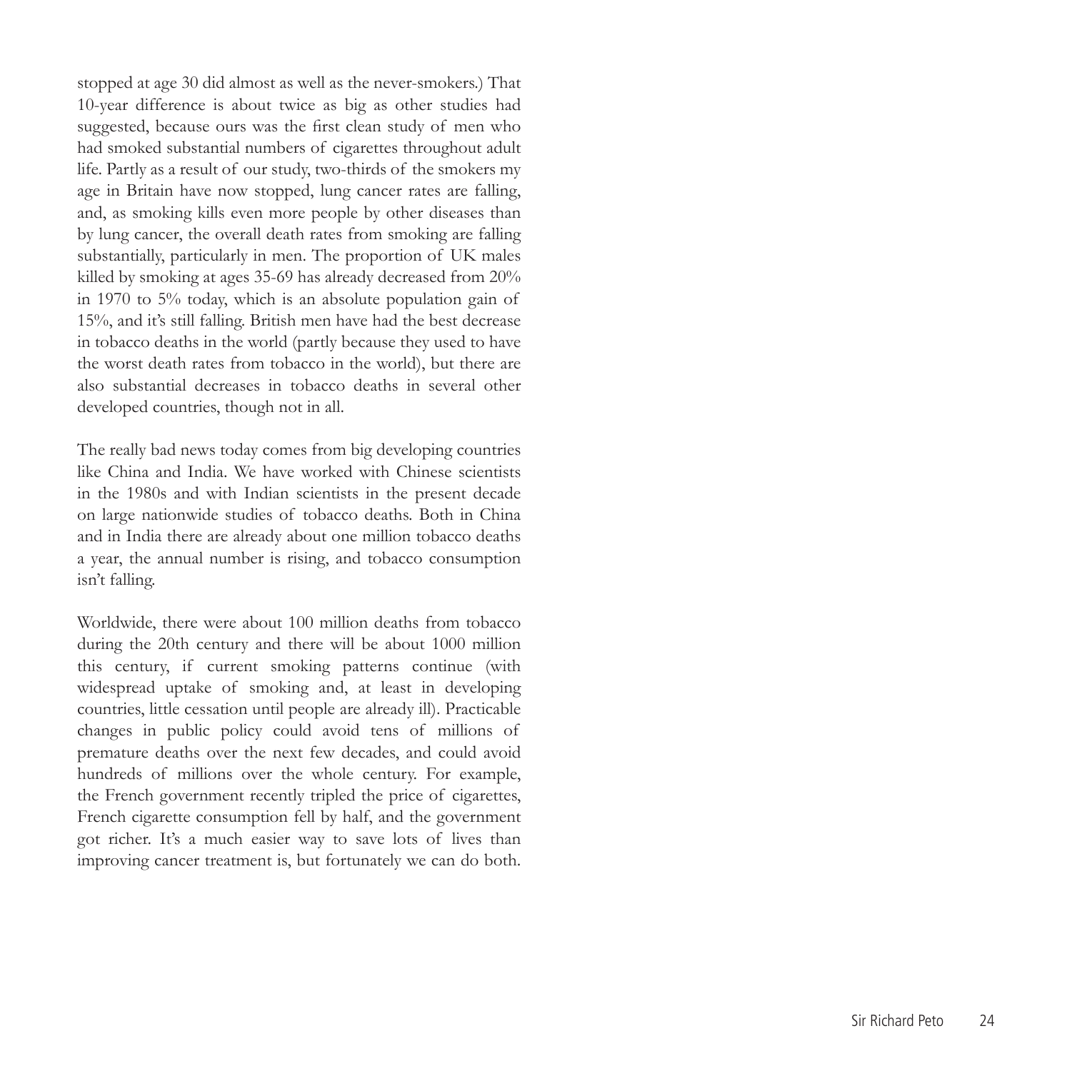stopped at age 30 did almost as well as the never-smokers.) That 10-year difference is about twice as big as other studies had suggested, because ours was the first clean study of men who had smoked substantial numbers of cigarettes throughout adult life. Partly as a result of our study, two-thirds of the smokers my age in Britain have now stopped, lung cancer rates are falling, and, as smoking kills even more people by other diseases than by lung cancer, the overall death rates from smoking are falling substantially, particularly in men. The proportion of UK males killed by smoking at ages 35-69 has already decreased from 20% in 1970 to 5% today, which is an absolute population gain of 15%, and it's still falling. British men have had the best decrease in tobacco deaths in the world (partly because they used to have the worst death rates from tobacco in the world), but there are also substantial decreases in tobacco deaths in several other developed countries, though not in all.

The really bad news today comes from big developing countries like China and India. We have worked with Chinese scientists in the 1980s and with Indian scientists in the present decade on large nationwide studies of tobacco deaths. Both in China and in India there are already about one million tobacco deaths a year, the annual number is rising, and tobacco consumption isn't falling.

Worldwide, there were about 100 million deaths from tobacco during the 20th century and there will be about 1000 million this century, if current smoking patterns continue (with widespread uptake of smoking and, at least in developing countries, little cessation until people are already ill). Practicable changes in public policy could avoid tens of millions of premature deaths over the next few decades, and could avoid hundreds of millions over the whole century. For example, the French government recently tripled the price of cigarettes, French cigarette consumption fell by half, and the government got richer. It's a much easier way to save lots of lives than improving cancer treatment is, but fortunately we can do both.